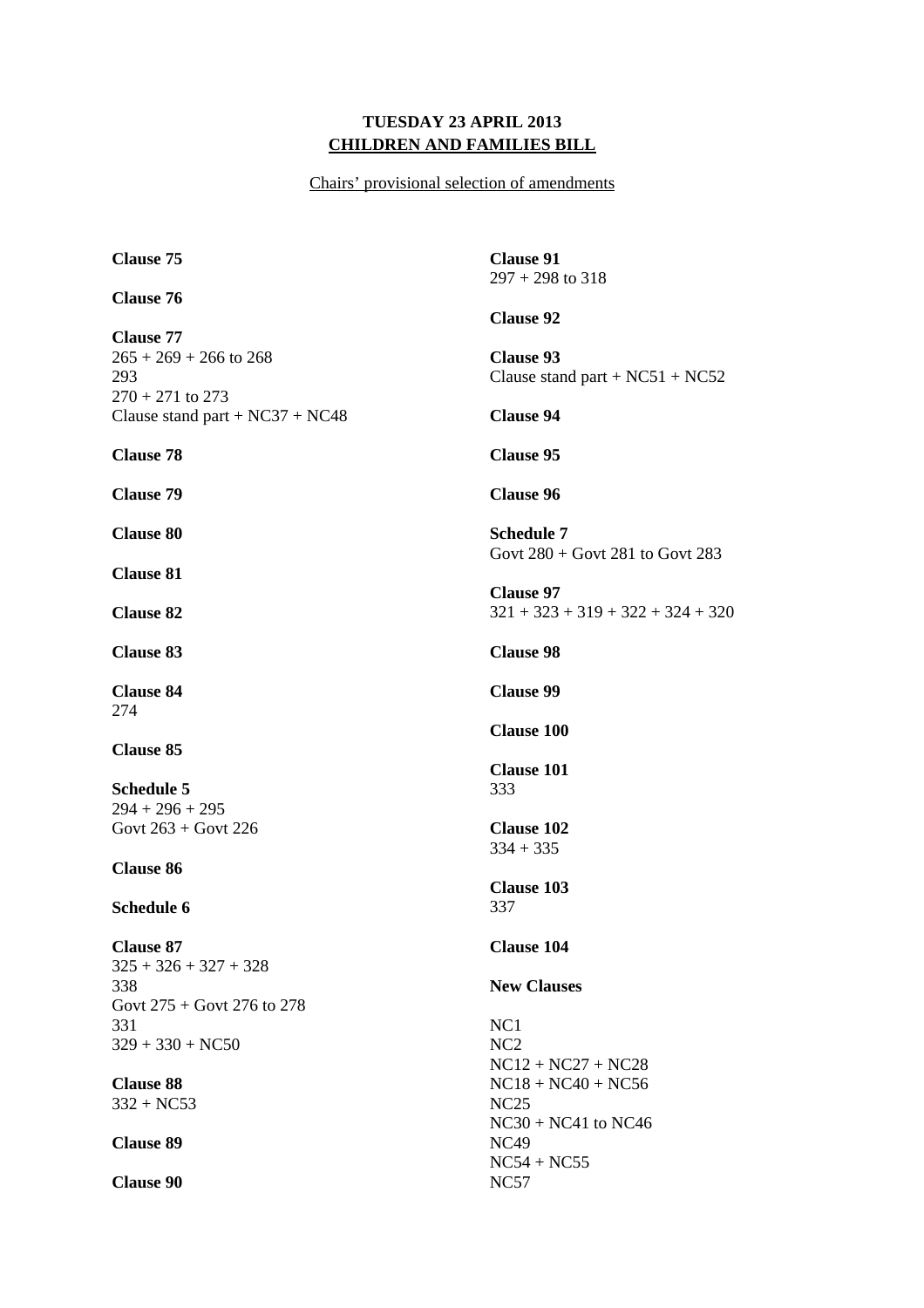**TUESDAY 23 APRIL 2013**

**CHILDREN AND FAMILIES BILL**

Chairs' provisional selection of amendments

**Clause 75**

**Clause 76**

**Clause 77**
265 + 269 + 266 to 268
293
270 + 271 to 273
Clause stand part + NC37 + NC48

**Clause 78**

**Clause 79**

**Clause 80**

**Clause 81**

**Clause 82**

**Clause 83**

**Clause 84**
274

**Clause 85**

**Schedule 5**
294 + 296 + 295
Govt 263 + Govt 226

**Clause 86**

**Schedule 6**

**Clause 87**
325 + 326 + 327 + 328
338
Govt 275 + Govt 276 to 278
331
329 + 330 + NC50

**Clause 88**
332 + NC53

**Clause 89**

**Clause 90**

**Clause 91**
297 + 298 to 318

**Clause 92**

**Clause 93**
Clause stand part + NC51 + NC52

**Clause 94**

**Clause 95**

**Clause 96**

**Schedule 7**
Govt 280 + Govt 281 to Govt 283

**Clause 97**
321 + 323 + 319 + 322 + 324 + 320

**Clause 98**

**Clause 99**

**Clause 100**

**Clause 101**
333

**Clause 102**
334 + 335

**Clause 103**
337

**Clause 104**

**New Clauses**

NC1
NC2
NC12 + NC27 + NC28
NC18 + NC40 + NC56
NC25
NC30 + NC41 to NC46
NC49
NC54 + NC55
NC57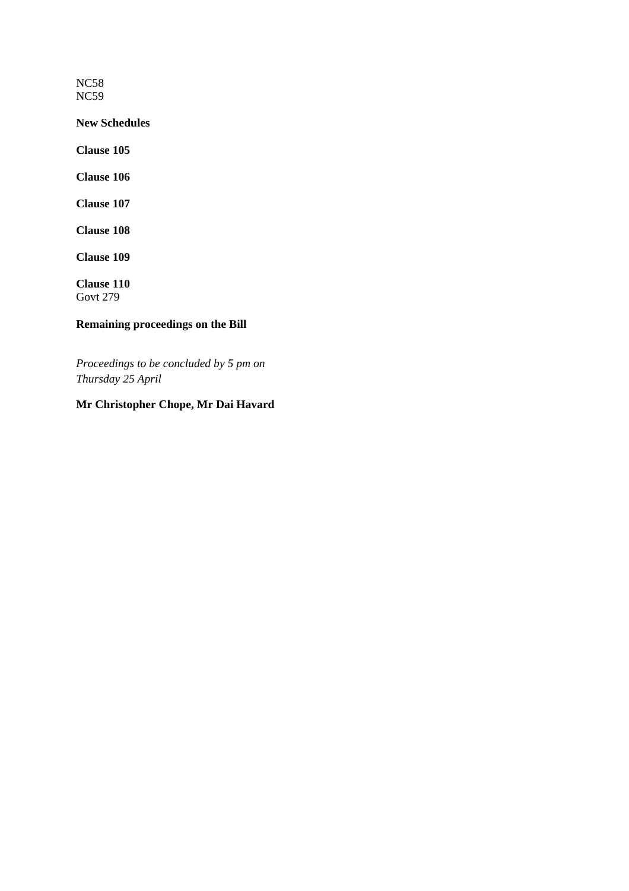NC58
NC59

**New Schedules**

**Clause 105**

**Clause 106**

**Clause 107**

**Clause 108**

**Clause 109**

**Clause 110**
Govt 279

**Remaining proceedings on the Bill**

*Proceedings to be concluded by 5 pm on Thursday 25 April*

**Mr Christopher Chope, Mr Dai Havard**